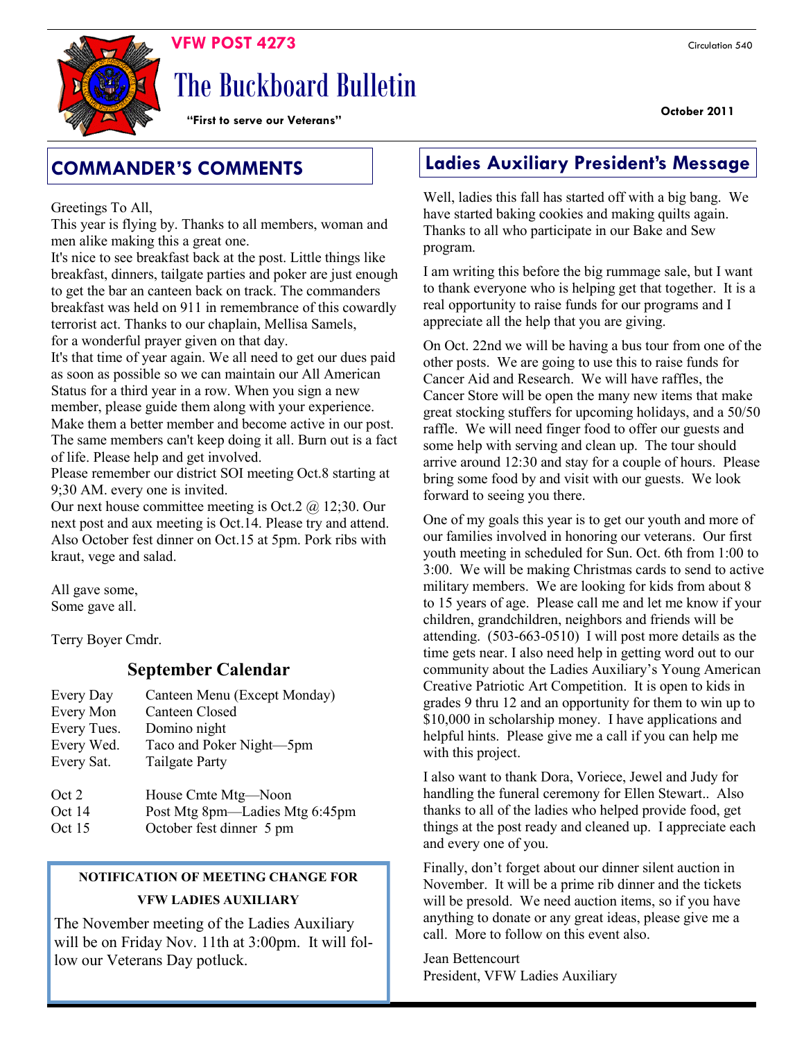VFW POST 4273

Circulation 540

# The Buckboard Bulletin

**"First to serve our Veterans"**

**October 2011**

## COMMANDER'S COMMENTS

Greetings To All,

This year is flying by. Thanks to all members, woman and men alike making this a great one.

It's nice to see breakfast back at the post. Little things like breakfast, dinners, tailgate parties and poker are just enough to get the bar an canteen back on track. The commanders breakfast was held on 911 in remembrance of this cowardly terrorist act. Thanks to our chaplain, Mellisa Samels, for a wonderful prayer given on that day.

It's that time of year again. We all need to get our dues paid as soon as possible so we can maintain our All American Status for a third year in a row. When you sign a new member, please guide them along with your experience. Make them a better member and become active in our post. The same members can't keep doing it all. Burn out is a fact of life. Please help and get involved.

Please remember our district SOI meeting Oct.8 starting at 9;30 AM. every one is invited.

Our next house committee meeting is Oct.2 @ 12;30. Our next post and aux meeting is Oct.14. Please try and attend. Also October fest dinner on Oct.15 at 5pm. Pork ribs with kraut, vege and salad.

All gave some,
Some gave all.

Terry Boyer Cmdr.

### September Calendar

| | |
|---|---|
| Every Day | Canteen Menu (Except Monday) |
| Every Mon | Canteen Closed |
| Every Tues. | Domino night |
| Every Wed. | Taco and Poker Night—5pm |
| Every Sat. | Tailgate Party |
| Oct 2 | House Cmte Mtg—Noon |
| Oct 14 | Post Mtg 8pm—Ladies Mtg 6:45pm |
| Oct 15 | October fest dinner 5 pm |

**NOTIFICATION OF MEETING CHANGE FOR VFW LADIES AUXILIARY**

The November meeting of the Ladies Auxiliary will be on Friday Nov. 11th at 3:00pm. It will follow our Veterans Day potluck.

## Ladies Auxiliary President's Message

Well, ladies this fall has started off with a big bang. We have started baking cookies and making quilts again. Thanks to all who participate in our Bake and Sew program.

I am writing this before the big rummage sale, but I want to thank everyone who is helping get that together. It is a real opportunity to raise funds for our programs and I appreciate all the help that you are giving.

On Oct. 22nd we will be having a bus tour from one of the other posts. We are going to use this to raise funds for Cancer Aid and Research. We will have raffles, the Cancer Store will be open the many new items that make great stocking stuffers for upcoming holidays, and a 50/50 raffle. We will need finger food to offer our guests and some help with serving and clean up. The tour should arrive around 12:30 and stay for a couple of hours. Please bring some food by and visit with our guests. We look forward to seeing you there.

One of my goals this year is to get our youth and more of our families involved in honoring our veterans. Our first youth meeting in scheduled for Sun. Oct. 6th from 1:00 to 3:00. We will be making Christmas cards to send to active military members. We are looking for kids from about 8 to 15 years of age. Please call me and let me know if your children, grandchildren, neighbors and friends will be attending. (503-663-0510) I will post more details as the time gets near. I also need help in getting word out to our community about the Ladies Auxiliary's Young American Creative Patriotic Art Competition. It is open to kids in grades 9 thru 12 and an opportunity for them to win up to $10,000 in scholarship money. I have applications and helpful hints. Please give me a call if you can help me with this project.

I also want to thank Dora, Voriece, Jewel and Judy for handling the funeral ceremony for Ellen Stewart.. Also thanks to all of the ladies who helped provide food, get things at the post ready and cleaned up. I appreciate each and every one of you.

Finally, don't forget about our dinner silent auction in November. It will be a prime rib dinner and the tickets will be presold. We need auction items, so if you have anything to donate or any great ideas, please give me a call. More to follow on this event also.

Jean Bettencourt
President, VFW Ladies Auxiliary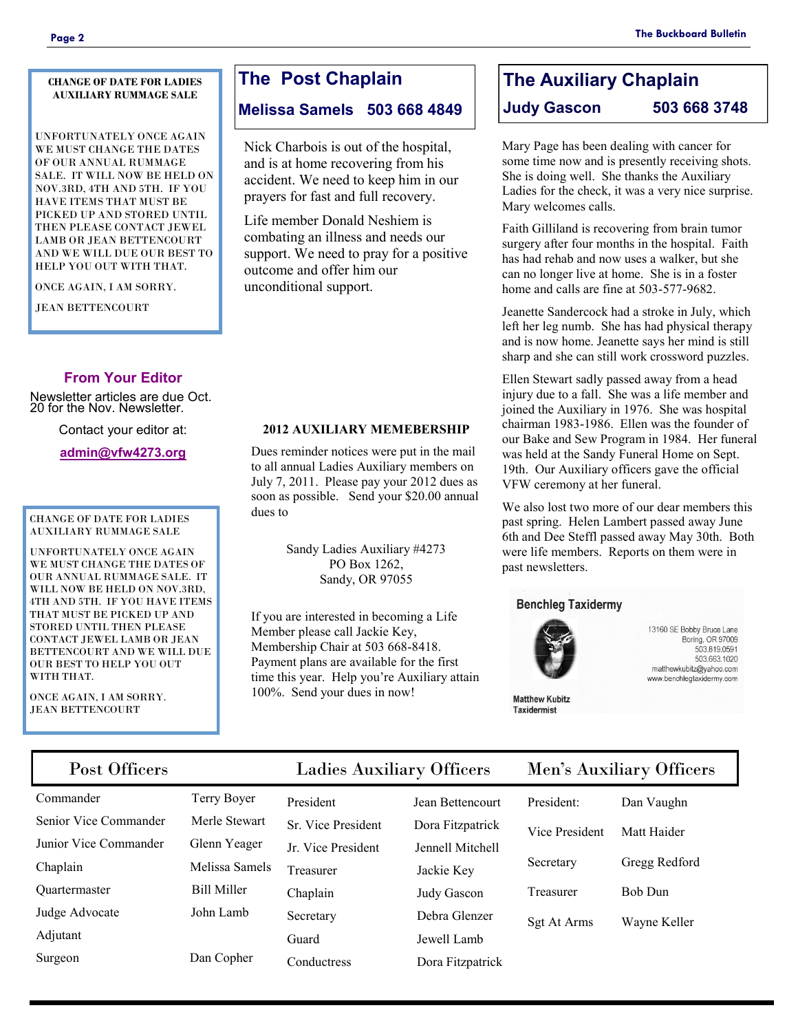**CHANGE OF DATE FOR LADIES AUXILIARY RUMMAGE SALE**

UNFORTUNATELY ONCE AGAIN WE MUST CHANGE THE DATES OF OUR ANNUAL RUMMAGE SALE. IT WILL NOW BE HELD ON NOV.3RD, 4TH AND 5TH. IF YOU HAVE ITEMS THAT MUST BE PICKED UP AND STORED UNTIL THEN PLEASE CONTACT JEWEL LAMB OR JEAN BETTENCOURT AND WE WILL DUE OUR BEST TO HELP YOU OUT WITH THAT.

ONCE AGAIN, I AM SORRY.

JEAN BETTENCOURT

## From Your Editor

Newsletter articles are due Oct. 20 for the Nov. Newsletter.

Contact your editor at:

**admin@vfw4273.org**

CHANGE OF DATE FOR LADIES AUXILIARY RUMMAGE SALE

UNFORTUNATELY ONCE AGAIN WE MUST CHANGE THE DATES OF OUR ANNUAL RUMMAGE SALE. IT WILL NOW BE HELD ON NOV.3RD, 4TH AND 5TH. IF YOU HAVE ITEMS THAT MUST BE PICKED UP AND STORED UNTIL THEN PLEASE CONTACT JEWEL LAMB OR JEAN BETTENCOURT AND WE WILL DUE OUR BEST TO HELP YOU OUT WITH THAT.

ONCE AGAIN, I AM SORRY.
JEAN BETTENCOURT

## The Post Chaplain

### Melissa Samels 503 668 4849

Nick Charbois is out of the hospital, and is at home recovering from his accident. We need to keep him in our prayers for fast and full recovery.

Life member Donald Neshiem is combating an illness and needs our support. We need to pray for a positive outcome and offer him our unconditional support.

**2012 AUXILIARY MEMEBERSHIP**

Dues reminder notices were put in the mail to all annual Ladies Auxiliary members on July 7, 2011. Please pay your 2012 dues as soon as possible. Send your $20.00 annual dues to

Sandy Ladies Auxiliary #4273
PO Box 1262,
Sandy, OR 97055

If you are interested in becoming a Life Member please call Jackie Key, Membership Chair at 503 668-8418. Payment plans are available for the first time this year. Help you're Auxiliary attain 100%. Send your dues in now!

## The Auxiliary Chaplain

### Judy Gascon 503 668 3748

Mary Page has been dealing with cancer for some time now and is presently receiving shots. She is doing well. She thanks the Auxiliary Ladies for the check, it was a very nice surprise. Mary welcomes calls.

Faith Gilliland is recovering from brain tumor surgery after four months in the hospital. Faith has had rehab and now uses a walker, but she can no longer live at home. She is in a foster home and calls are fine at 503-577-9682.

Jeanette Sandercock had a stroke in July, which left her leg numb. She has had physical therapy and is now home. Jeanette says her mind is still sharp and she can still work crossword puzzles.

Ellen Stewart sadly passed away from a head injury due to a fall. She was a life member and joined the Auxiliary in 1976. She was hospital chairman 1983-1986. Ellen was the founder of our Bake and Sew Program in 1984. Her funeral was held at the Sandy Funeral Home on Sept. 19th. Our Auxiliary officers gave the official VFW ceremony at her funeral.

We also lost two more of our dear members this past spring. Helen Lambert passed away June 6th and Dee Steffl passed away May 30th. Both were life members. Reports on them were in past newsletters.

**Benchleg Taxidermy**

13160 SE Bobby Bruce Lane
Boring, OR 97009
503.819.0591
503.663.1020
matthewkubitz@yahoo.com
www.benchlegtaxidermy.com

Matthew Kubitz
Taxidermist

| Post Officers | | Ladies Auxiliary Officers | | Men's Auxiliary Officers | |
|---|---|---|---|---|---|
| Commander | Terry Boyer | President | Jean Bettencourt | President: | Dan Vaughn |
| Senior Vice Commander | Merle Stewart | Sr. Vice President | Dora Fitzpatrick | Vice President | Matt Haider |
| Junior Vice Commander | Glenn Yeager | Jr. Vice President | Jennell Mitchell | Secretary | Gregg Redford |
| Chaplain | Melissa Samels | Treasurer | Jackie Key | Treasurer | Bob Dun |
| Quartermaster | Bill Miller | Chaplain | Judy Gascon | Sgt At Arms | Wayne Keller |
| Judge Advocate | John Lamb | Secretary | Debra Glenzer | | |
| Adjutant | | Guard | Jewell Lamb | | |
| Surgeon | Dan Copher | Conductress | Dora Fitzpatrick | | |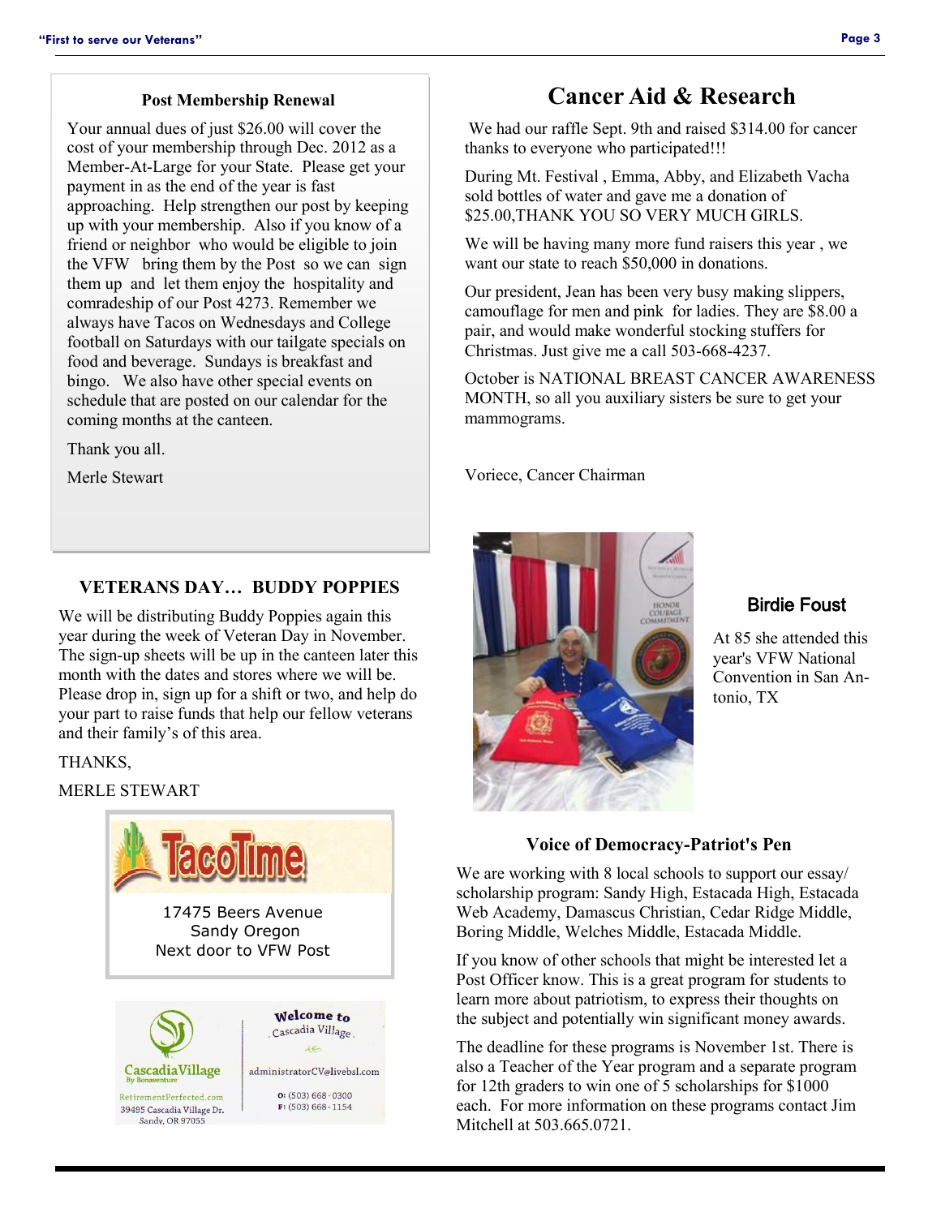### Post Membership Renewal

Your annual dues of just $26.00 will cover the cost of your membership through Dec. 2012 as a Member-At-Large for your State. Please get your payment in as the end of the year is fast approaching. Help strengthen our post by keeping up with your membership. Also if you know of a friend or neighbor who would be eligible to join the VFW bring them by the Post so we can sign them up and let them enjoy the hospitality and comradeship of our Post 4273. Remember we always have Tacos on Wednesdays and College football on Saturdays with our tailgate specials on food and beverage. Sundays is breakfast and bingo. We also have other special events on schedule that are posted on our calendar for the coming months at the canteen.

Thank you all.

Merle Stewart

### VETERANS DAY… BUDDY POPPIES

We will be distributing Buddy Poppies again this year during the week of Veteran Day in November. The sign-up sheets will be up in the canteen later this month with the dates and stores where we will be. Please drop in, sign up for a shift or two, and help do your part to raise funds that help our fellow veterans and their family's of this area.

THANKS,

MERLE STEWART

TacoTime

17475 Beers Avenue
Sandy Oregon
Next door to VFW Post

CascadiaVillage
By Bonaventure
RetirementPerfected.com
39495 Cascadia Village Dr.
Sandy, OR 97055

Welcome to Cascadia Village

administratorCV@livebsl.com

O: (503) 668 - 0300
F: (503) 668 - 1154

## Cancer Aid & Research

We had our raffle Sept. 9th and raised $314.00 for cancer thanks to everyone who participated!!!

During Mt. Festival , Emma, Abby, and Elizabeth Vacha sold bottles of water and gave me a donation of $25.00,THANK YOU SO VERY MUCH GIRLS.

We will be having many more fund raisers this year , we want our state to reach $50,000 in donations.

Our president, Jean has been very busy making slippers, camouflage for men and pink for ladies. They are $8.00 a pair, and would make wonderful stocking stuffers for Christmas. Just give me a call 503-668-4237.

October is NATIONAL BREAST CANCER AWARENESS MONTH, so all you auxiliary sisters be sure to get your mammograms.

Voriece, Cancer Chairman

### Birdie Foust

At 85 she attended this year's VFW National Convention in San Antonio, TX

### Voice of Democracy-Patriot's Pen

We are working with 8 local schools to support our essay/ scholarship program: Sandy High, Estacada High, Estacada Web Academy, Damascus Christian, Cedar Ridge Middle, Boring Middle, Welches Middle, Estacada Middle.

If you know of other schools that might be interested let a Post Officer know. This is a great program for students to learn more about patriotism, to express their thoughts on the subject and potentially win significant money awards.

The deadline for these programs is November 1st. There is also a Teacher of the Year program and a separate program for 12th graders to win one of 5 scholarships for $1000 each. For more information on these programs contact Jim Mitchell at 503.665.0721.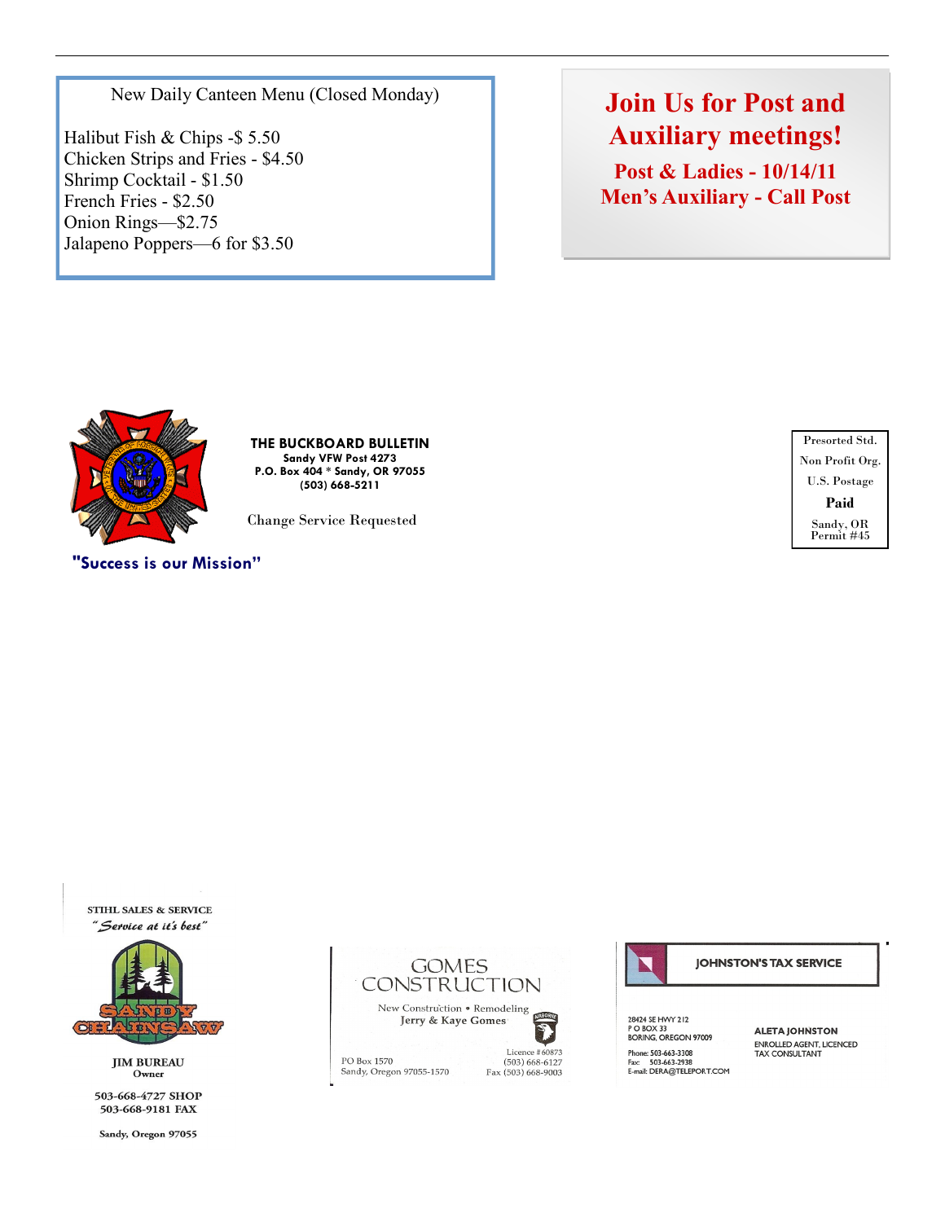New Daily Canteen Menu (Closed Monday)

Halibut Fish & Chips -$ 5.50
Chicken Strips and Fries - $4.50
Shrimp Cocktail - $1.50
French Fries - $2.50
Onion Rings—$2.75
Jalapeno Poppers—6 for $3.50

## Join Us for Post and Auxiliary meetings!

**Post & Ladies - 10/14/11**
**Men's Auxiliary - Call Post**

**THE BUCKBOARD BULLETIN**
**Sandy VFW Post 4273**
**P.O. Box 404 * Sandy, OR 97055**
**(503) 668-5211**

Change Service Requested

**"Success is our Mission"**

Presorted Std.
Non Profit Org.
U.S. Postage
**Paid**
Sandy, OR
Permit #45

STIHL SALES & SERVICE
*"Service at it's best"*
SANDY CHAINSAW
JIM BUREAU
Owner
503-668-4727 SHOP
503-668-9181 FAX
Sandy, Oregon 97055

GOMES CONSTRUCTION
New Construction • Remodeling
Jerry & Kaye Gomes
Licence # 60873
PO Box 1570
Sandy, Oregon 97055-1570
(503) 668-6127
Fax (503) 668-9003

JOHNSTON'S TAX SERVICE
28424 SE HWY 212
P O BOX 33
BORING, OREGON 97009
Phone: 503-663-3308
Fax: 503-663-2938
E-mail: DERA@TELEPORT.COM
ALETA JOHNSTON
ENROLLED AGENT, LICENCED TAX CONSULTANT